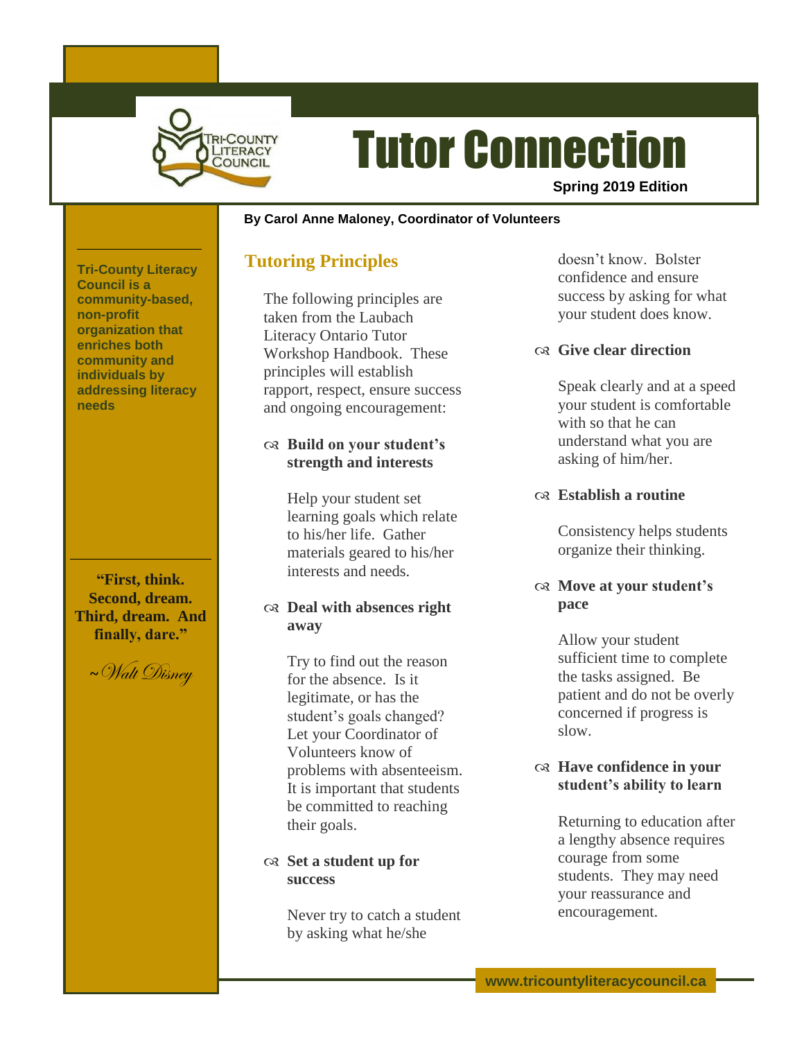# Tutor Connection

**Spring 2019 Edition**

**By Carol Anne Maloney, Coordinator of Volunteers**

**Tri-County Literacy Council is a community-based, non-profit organization that enriches both community and individuals by addressing literacy needs**

**"First, think. Second, dream. Third, dream. And finally, dare."**

*~Walt Disney*

## Tutoring Principles

The following principles are taken from the Laubach Literacy Ontario Tutor Workshop Handbook. These principles will establish rapport, respect, ensure success and ongoing encouragement:

- **Build on your student's strength and interests**

  Help your student set learning goals which relate to his/her life. Gather materials geared to his/her interests and needs.

- **Deal with absences right away**

  Try to find out the reason for the absence. Is it legitimate, or has the student's goals changed? Let your Coordinator of Volunteers know of problems with absenteeism. It is important that students be committed to reaching their goals.

- **Set a student up for success**

  Never try to catch a student by asking what he/she doesn't know. Bolster confidence and ensure success by asking for what your student does know.

- **Give clear direction**

  Speak clearly and at a speed your student is comfortable with so that he can understand what you are asking of him/her.

- **Establish a routine**

  Consistency helps students organize their thinking.

- **Move at your student's pace**

  Allow your student sufficient time to complete the tasks assigned. Be patient and do not be overly concerned if progress is slow.

- **Have confidence in your student's ability to learn**

  Returning to education after a lengthy absence requires courage from some students. They may need your reassurance and encouragement.

www.tricountyliteracycouncil.ca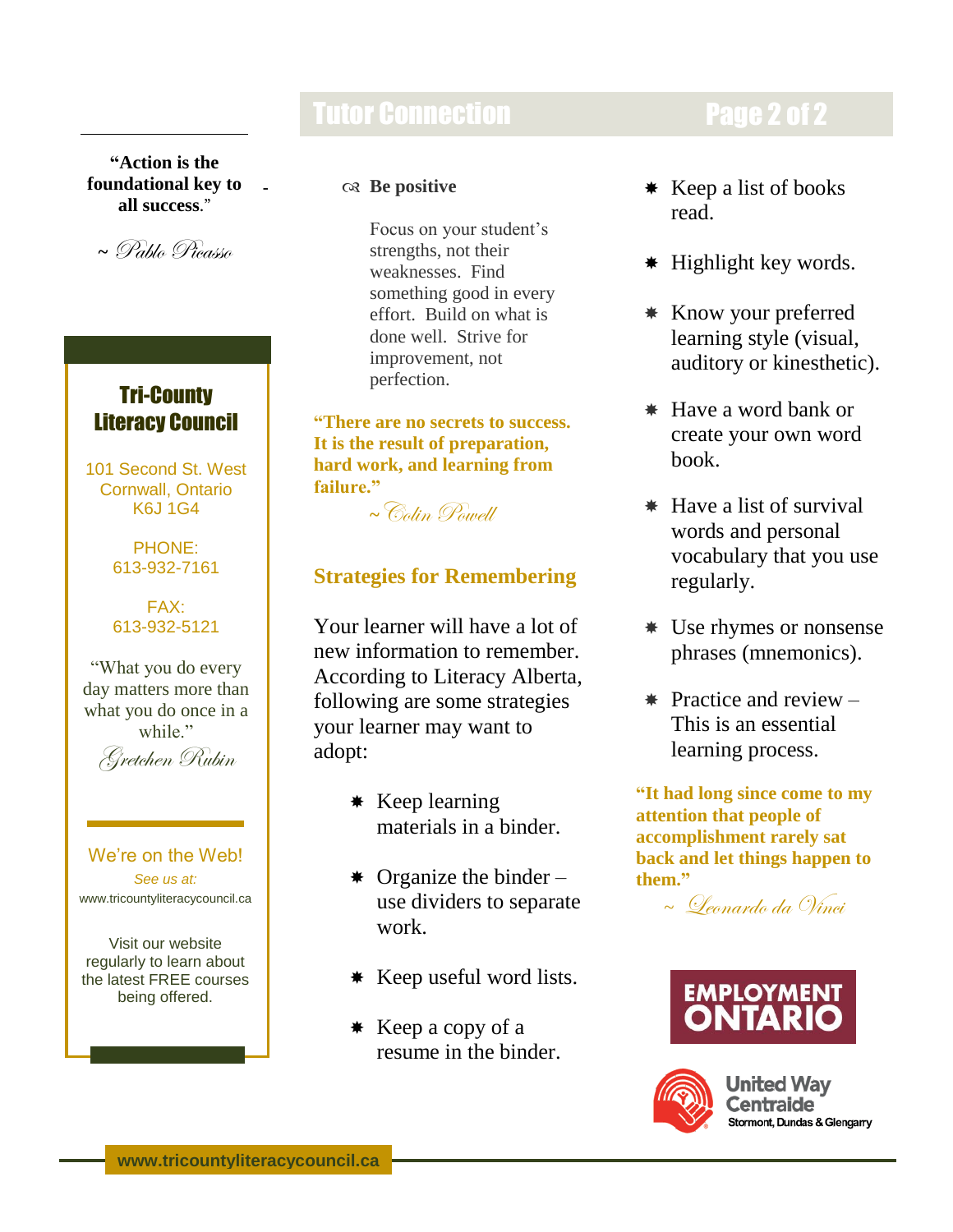**"Action is the foundational key to all success."**

~ *Pablo Picasso*

## Tri-County Literacy Council

101 Second St. West
Cornwall, Ontario
K6J 1G4

PHONE:
613-932-7161

FAX:
613-932-5121

"What you do every day matters more than what you do once in a while."

*Gretchen Rubin*

We're on the Web!

*See us at:*
www.tricountyliteracycouncil.ca

Visit our website regularly to learn about the latest FREE courses being offered.

**Be positive**

Focus on your student's strengths, not their weaknesses. Find something good in every effort. Build on what is done well. Strive for improvement, not perfection.

**"There are no secrets to success. It is the result of preparation, hard work, and learning from failure."**

~ *Colin Powell*

## Strategies for Remembering

Your learner will have a lot of new information to remember. According to Literacy Alberta, following are some strategies your learner may want to adopt:

- Keep learning materials in a binder.
- Organize the binder – use dividers to separate work.
- Keep useful word lists.
- Keep a copy of a resume in the binder.
- Keep a list of books read.
- Highlight key words.
- Know your preferred learning style (visual, auditory or kinesthetic).
- Have a word bank or create your own word book.
- Have a list of survival words and personal vocabulary that you use regularly.
- Use rhymes or nonsense phrases (mnemonics).
- Practice and review – This is an essential learning process.

**"It had long since come to my attention that people of accomplishment rarely sat back and let things happen to them."**

~ *Leonardo da Vinci*

EMPLOYMENT ONTARIO

United Way Centraide Stormont, Dundas & Glengarry

www.tricountyliteracycouncil.ca